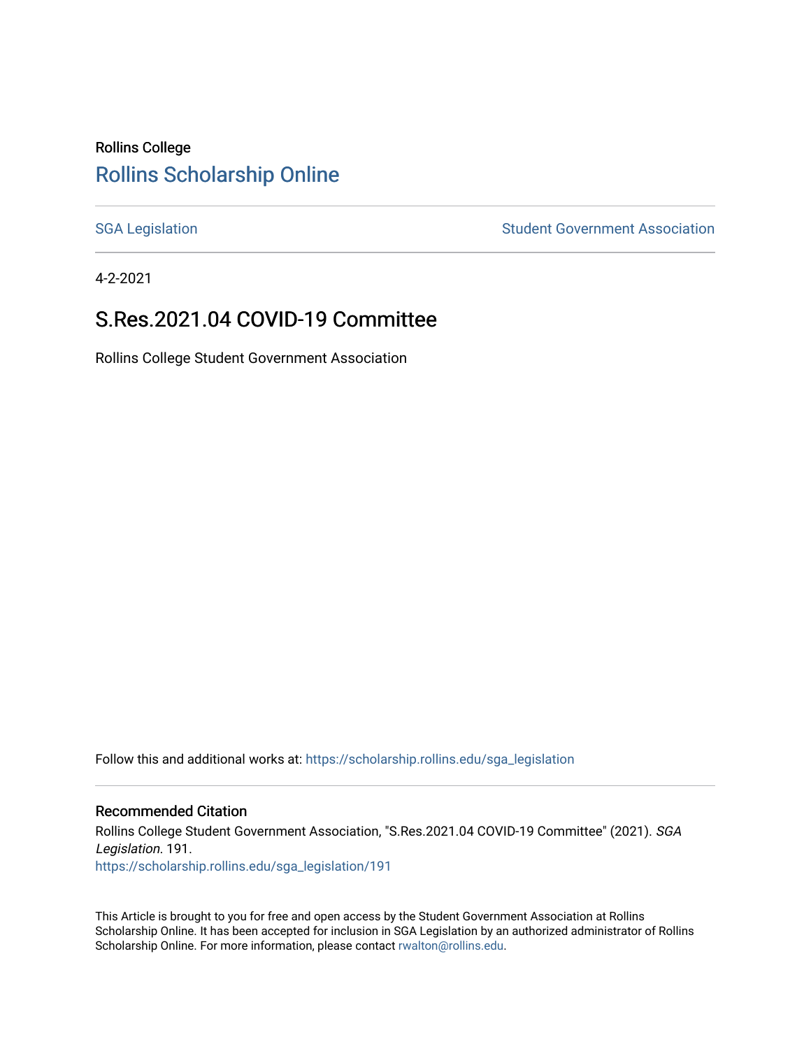Rollins College

# Rollins Scholarship Online

SGA Legislation | Student Government Association

4-2-2021

## S.Res.2021.04 COVID-19 Committee

Rollins College Student Government Association

Follow this and additional works at: https://scholarship.rollins.edu/sga_legislation

### Recommended Citation

Rollins College Student Government Association, "S.Res.2021.04 COVID-19 Committee" (2021). *SGA Legislation*. 191.
https://scholarship.rollins.edu/sga_legislation/191

This Article is brought to you for free and open access by the Student Government Association at Rollins Scholarship Online. It has been accepted for inclusion in SGA Legislation by an authorized administrator of Rollins Scholarship Online. For more information, please contact rwalton@rollins.edu.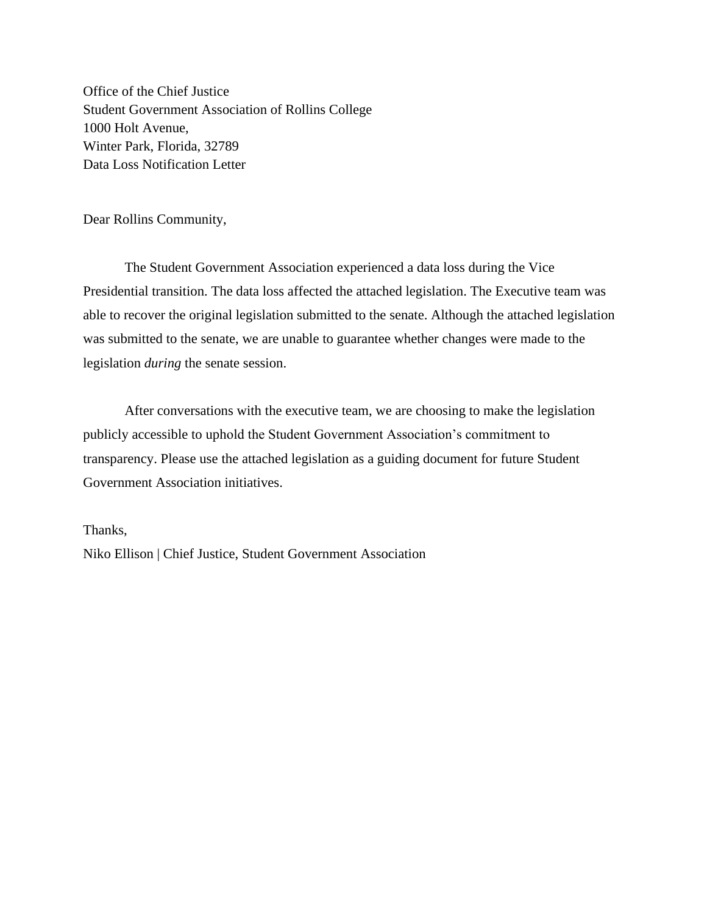Office of the Chief Justice
Student Government Association of Rollins College
1000 Holt Avenue,
Winter Park, Florida, 32789
Data Loss Notification Letter

Dear Rollins Community,

The Student Government Association experienced a data loss during the Vice Presidential transition. The data loss affected the attached legislation. The Executive team was able to recover the original legislation submitted to the senate. Although the attached legislation was submitted to the senate, we are unable to guarantee whether changes were made to the legislation *during* the senate session.

After conversations with the executive team, we are choosing to make the legislation publicly accessible to uphold the Student Government Association's commitment to transparency. Please use the attached legislation as a guiding document for future Student Government Association initiatives.

Thanks,
Niko Ellison | Chief Justice, Student Government Association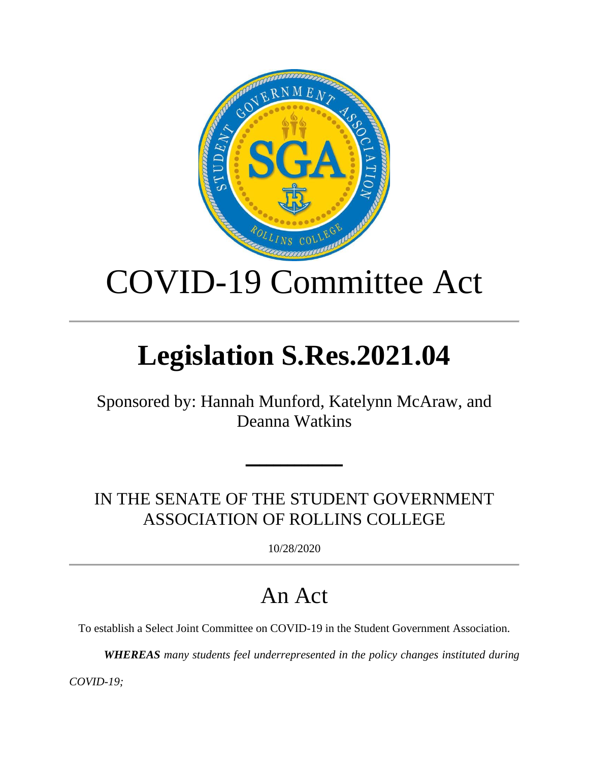# COVID-19 Committee Act

---

# Legislation S.Res.2021.04

Sponsored by: Hannah Munford, Katelynn McAraw, and Deanna Watkins

---

IN THE SENATE OF THE STUDENT GOVERNMENT ASSOCIATION OF ROLLINS COLLEGE

10/28/2020

---

## An Act

To establish a Select Joint Committee on COVID-19 in the Student Government Association.

***WHEREAS*** *many students feel underrepresented in the policy changes instituted during COVID-19;*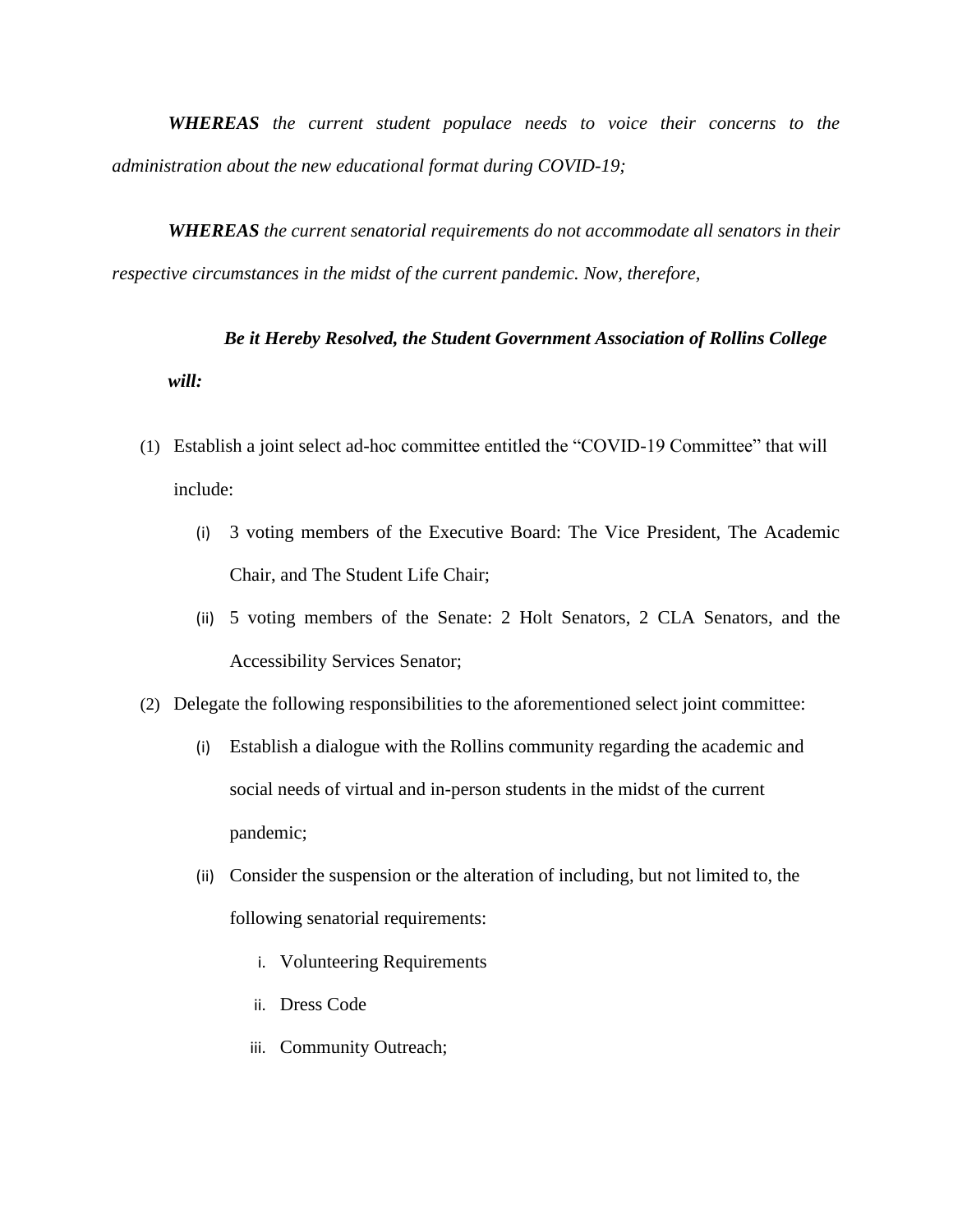***WHEREAS*** *the current student populace needs to voice their concerns to the administration about the new educational format during COVID-19;*

***WHEREAS*** *the current senatorial requirements do not accommodate all senators in their respective circumstances in the midst of the current pandemic. Now, therefore,*

***Be it Hereby Resolved, the Student Government Association of Rollins College will:***

(1) Establish a joint select ad-hoc committee entitled the "COVID-19 Committee" that will include:

  (i) 3 voting members of the Executive Board: The Vice President, The Academic Chair, and The Student Life Chair;

  (ii) 5 voting members of the Senate: 2 Holt Senators, 2 CLA Senators, and the Accessibility Services Senator;

(2) Delegate the following responsibilities to the aforementioned select joint committee:

  (i) Establish a dialogue with the Rollins community regarding the academic and social needs of virtual and in-person students in the midst of the current pandemic;

  (ii) Consider the suspension or the alteration of including, but not limited to, the following senatorial requirements:

    i. Volunteering Requirements

    ii. Dress Code

    iii. Community Outreach;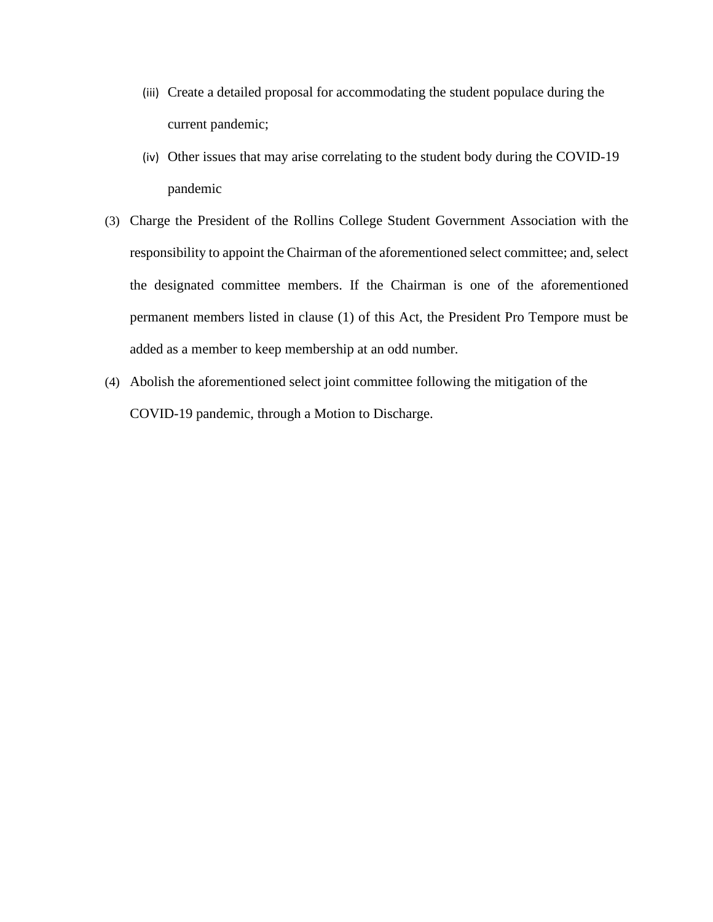(iii) Create a detailed proposal for accommodating the student populace during the current pandemic;

(iv) Other issues that may arise correlating to the student body during the COVID-19 pandemic

(3) Charge the President of the Rollins College Student Government Association with the responsibility to appoint the Chairman of the aforementioned select committee; and, select the designated committee members. If the Chairman is one of the aforementioned permanent members listed in clause (1) of this Act, the President Pro Tempore must be added as a member to keep membership at an odd number.

(4) Abolish the aforementioned select joint committee following the mitigation of the COVID-19 pandemic, through a Motion to Discharge.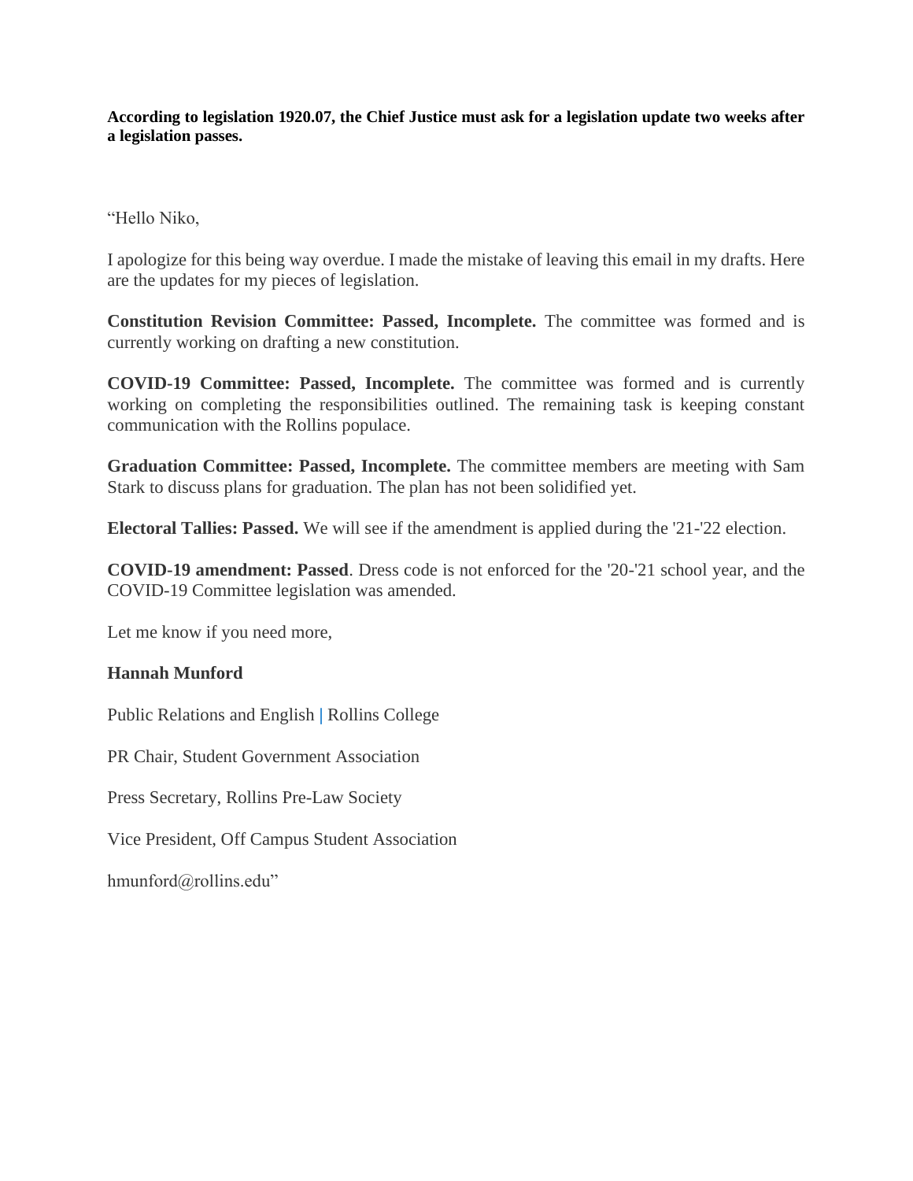**According to legislation 1920.07, the Chief Justice must ask for a legislation update two weeks after a legislation passes.**

"Hello Niko,

I apologize for this being way overdue. I made the mistake of leaving this email in my drafts. Here are the updates for my pieces of legislation.

**Constitution Revision Committee: Passed, Incomplete.** The committee was formed and is currently working on drafting a new constitution.

**COVID-19 Committee: Passed, Incomplete.** The committee was formed and is currently working on completing the responsibilities outlined. The remaining task is keeping constant communication with the Rollins populace.

**Graduation Committee: Passed, Incomplete.** The committee members are meeting with Sam Stark to discuss plans for graduation. The plan has not been solidified yet.

**Electoral Tallies: Passed.** We will see if the amendment is applied during the '21-'22 election.

**COVID-19 amendment: Passed**. Dress code is not enforced for the '20-'21 school year, and the COVID-19 Committee legislation was amended.

Let me know if you need more,

**Hannah Munford**

Public Relations and English | Rollins College

PR Chair, Student Government Association

Press Secretary, Rollins Pre-Law Society

Vice President, Off Campus Student Association

hmunford@rollins.edu"